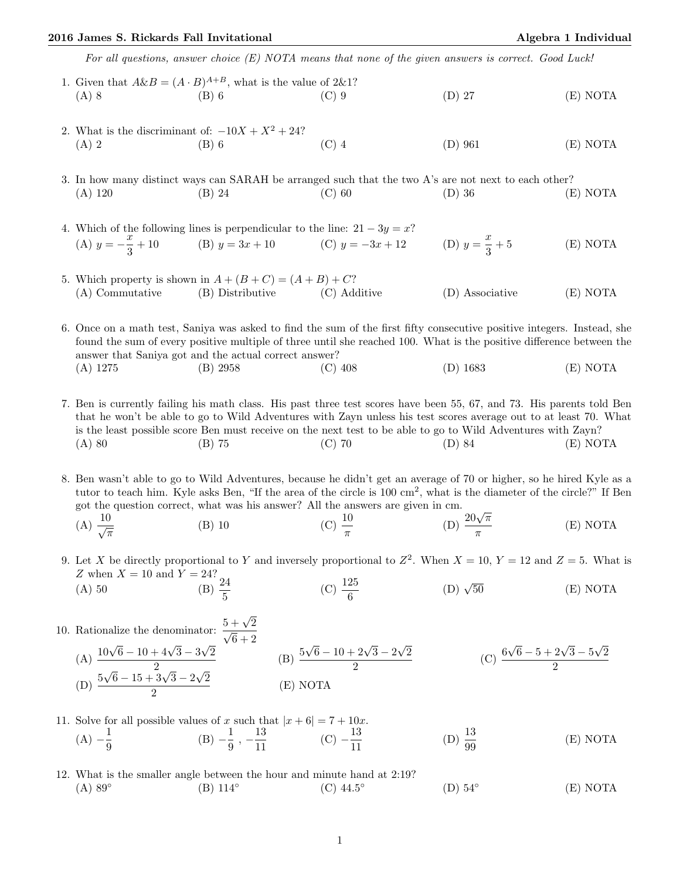*For all questions, answer choice (E) NOTA means that none of the given answers is correct. Good Luck!*

1. Given that $A\&B = (A \cdot B)^{A+B}$, what is the value of $2\&1$?

   (A) 8 (B) 6 (C) 9 (D) 27 (E) NOTA

2. What is the discriminant of: $-10X + X^2 + 24$?

   (A) 2 (B) 6 (C) 4 (D) 961 (E) NOTA

3. In how many distinct ways can SARAH be arranged such that the two A's are not next to each other?

   (A) 120 (B) 24 (C) 60 (D) 36 (E) NOTA

4. Which of the following lines is perpendicular to the line: $21 - 3y = x$?

   (A) $y = -\frac{x}{3} + 10$ (B) $y = 3x + 10$ (C) $y = -3x + 12$ (D) $y = \frac{x}{3} + 5$ (E) NOTA

5. Which property is shown in $A + (B + C) = (A + B) + C$?

   (A) Commutative (B) Distributive (C) Additive (D) Associative (E) NOTA

6. Once on a math test, Saniya was asked to find the sum of the first fifty consecutive positive integers. Instead, she found the sum of every positive multiple of three until she reached 100. What is the positive difference between the answer that Saniya got and the actual correct answer?

   (A) 1275 (B) 2958 (C) 408 (D) 1683 (E) NOTA

7. Ben is currently failing his math class. His past three test scores have been 55, 67, and 73. His parents told Ben that he won't be able to go to Wild Adventures with Zayn unless his test scores average out to at least 70. What is the least possible score Ben must receive on the next test to be able to go to Wild Adventures with Zayn?

   (A) 80 (B) 75 (C) 70 (D) 84 (E) NOTA

8. Ben wasn't able to go to Wild Adventures, because he didn't get an average of 70 or higher, so he hired Kyle as a tutor to teach him. Kyle asks Ben, "If the area of the circle is 100 $\text{cm}^2$, what is the diameter of the circle?" If Ben got the question correct, what was his answer? All the answers are given in cm.

   (A) $\frac{10}{\sqrt{\pi}}$ (B) 10 (C) $\frac{10}{\pi}$ (D) $\frac{20\sqrt{\pi}}{\pi}$ (E) NOTA

9. Let $X$ be directly proportional to $Y$ and inversely proportional to $Z^2$. When $X = 10$, $Y = 12$ and $Z = 5$. What is $Z$ when $X = 10$ and $Y = 24$?

   (A) 50 (B) $\frac{24}{5}$ (C) $\frac{125}{6}$ (D) $\sqrt{50}$ (E) NOTA

10. Rationalize the denominator: $\frac{5 + \sqrt{2}}{\sqrt{6} + 2}$

    (A) $\frac{10\sqrt{6} - 10 + 4\sqrt{3} - 3\sqrt{2}}{2}$ (B) $\frac{5\sqrt{6} - 10 + 2\sqrt{3} - 2\sqrt{2}}{2}$ (C) $\frac{6\sqrt{6} - 5 + 2\sqrt{3} - 5\sqrt{2}}{2}$

    (D) $\frac{5\sqrt{6} - 15 + 3\sqrt{3} - 2\sqrt{2}}{2}$ (E) NOTA

11. Solve for all possible values of $x$ such that $|x + 6| = 7 + 10x$.

    (A) $-\frac{1}{9}$ (B) $-\frac{1}{9}, -\frac{13}{11}$ (C) $-\frac{13}{11}$ (D) $\frac{13}{99}$ (E) NOTA

12. What is the smaller angle between the hour and minute hand at 2:19?

    (A) 89° (B) 114° (C) 44.5° (D) 54° (E) NOTA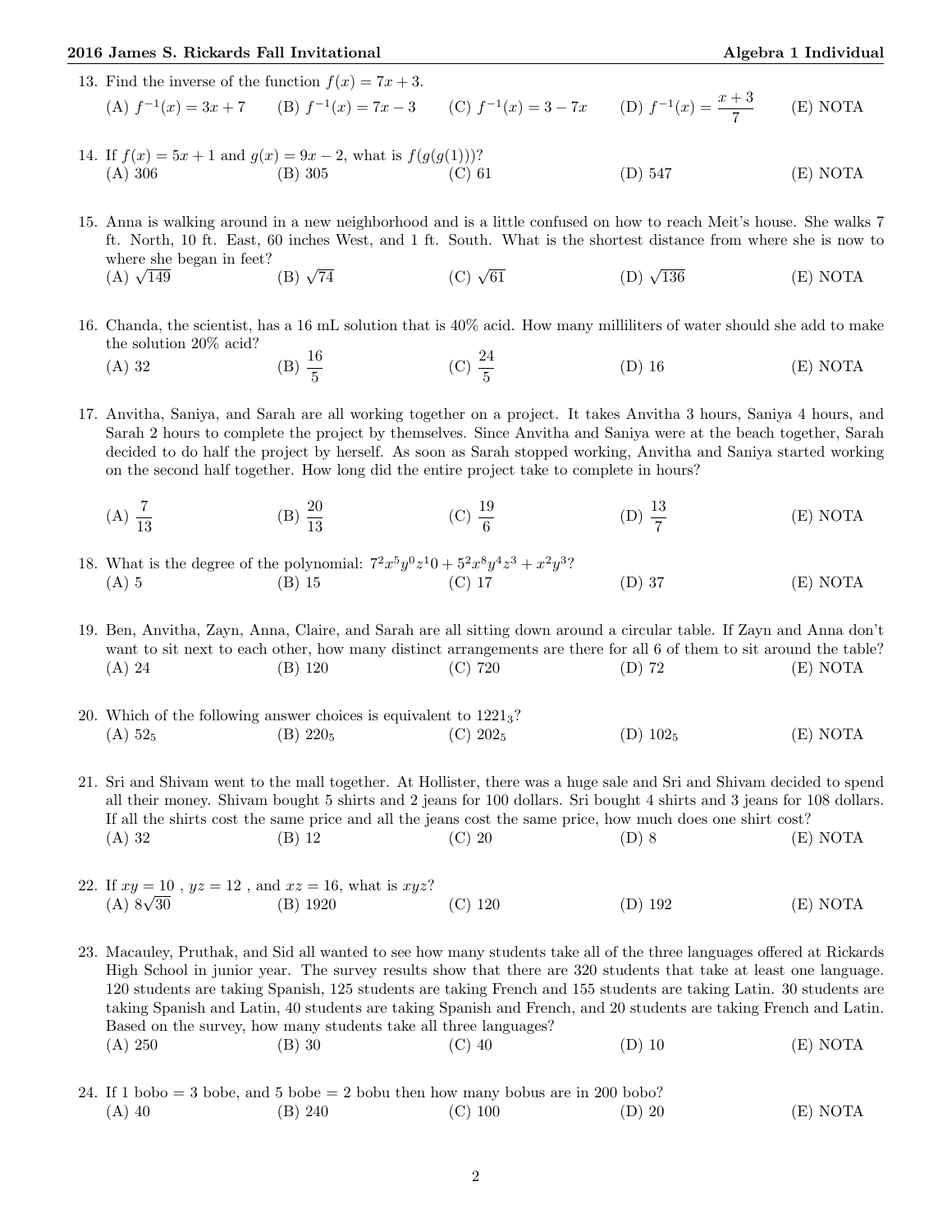13. Find the inverse of the function $f(x) = 7x + 3$.
(A) $f^{-1}(x) = 3x + 7$ (B) $f^{-1}(x) = 7x - 3$ (C) $f^{-1}(x) = 3 - 7x$ (D) $f^{-1}(x) = \frac{x+3}{7}$ (E) NOTA

14. If $f(x) = 5x + 1$ and $g(x) = 9x - 2$, what is $f(g(g(1)))$?
(A) 306 (B) 305 (C) 61 (D) 547 (E) NOTA

15. Anna is walking around in a new neighborhood and is a little confused on how to reach Meit's house. She walks 7 ft. North, 10 ft. East, 60 inches West, and 1 ft. South. What is the shortest distance from where she is now to where she began in feet?
(A) $\sqrt{149}$ (B) $\sqrt{74}$ (C) $\sqrt{61}$ (D) $\sqrt{136}$ (E) NOTA

16. Chanda, the scientist, has a 16 mL solution that is 40% acid. How many milliliters of water should she add to make the solution 20% acid?
(A) 32 (B) $\frac{16}{5}$ (C) $\frac{24}{5}$ (D) 16 (E) NOTA

17. Anvitha, Saniya, and Sarah are all working together on a project. It takes Anvitha 3 hours, Saniya 4 hours, and Sarah 2 hours to complete the project by themselves. Since Anvitha and Saniya were at the beach together, Sarah decided to do half the project by herself. As soon as Sarah stopped working, Anvitha and Saniya started working on the second half together. How long did the entire project take to complete in hours?
(A) $\frac{7}{13}$ (B) $\frac{20}{13}$ (C) $\frac{19}{6}$ (D) $\frac{13}{7}$ (E) NOTA

18. What is the degree of the polynomial: $7^2x^5y^0z^10 + 5^2x^8y^4z^3 + x^2y^3$?
(A) 5 (B) 15 (C) 17 (D) 37 (E) NOTA

19. Ben, Anvitha, Zayn, Anna, Claire, and Sarah are all sitting down around a circular table. If Zayn and Anna don't want to sit next to each other, how many distinct arrangements are there for all 6 of them to sit around the table?
(A) 24 (B) 120 (C) 720 (D) 72 (E) NOTA

20. Which of the following answer choices is equivalent to $1221_3$?
(A) $52_5$ (B) $220_5$ (C) $202_5$ (D) $102_5$ (E) NOTA

21. Sri and Shivam went to the mall together. At Hollister, there was a huge sale and Sri and Shivam decided to spend all their money. Shivam bought 5 shirts and 2 jeans for 100 dollars. Sri bought 4 shirts and 3 jeans for 108 dollars. If all the shirts cost the same price and all the jeans cost the same price, how much does one shirt cost?
(A) 32 (B) 12 (C) 20 (D) 8 (E) NOTA

22. If $xy = 10$ , $yz = 12$ , and $xz = 16$, what is $xyz$?
(A) $8\sqrt{30}$ (B) 1920 (C) 120 (D) 192 (E) NOTA

23. Macauley, Pruthak, and Sid all wanted to see how many students take all of the three languages offered at Rickards High School in junior year. The survey results show that there are 320 students that take at least one language. 120 students are taking Spanish, 125 students are taking French and 155 students are taking Latin. 30 students are taking Spanish and Latin, 40 students are taking Spanish and French, and 20 students are taking French and Latin. Based on the survey, how many students take all three languages?
(A) 250 (B) 30 (C) 40 (D) 10 (E) NOTA

24. If 1 bobo = 3 bobe, and 5 bobe = 2 bobu then how many bobus are in 200 bobo?
(A) 40 (B) 240 (C) 100 (D) 20 (E) NOTA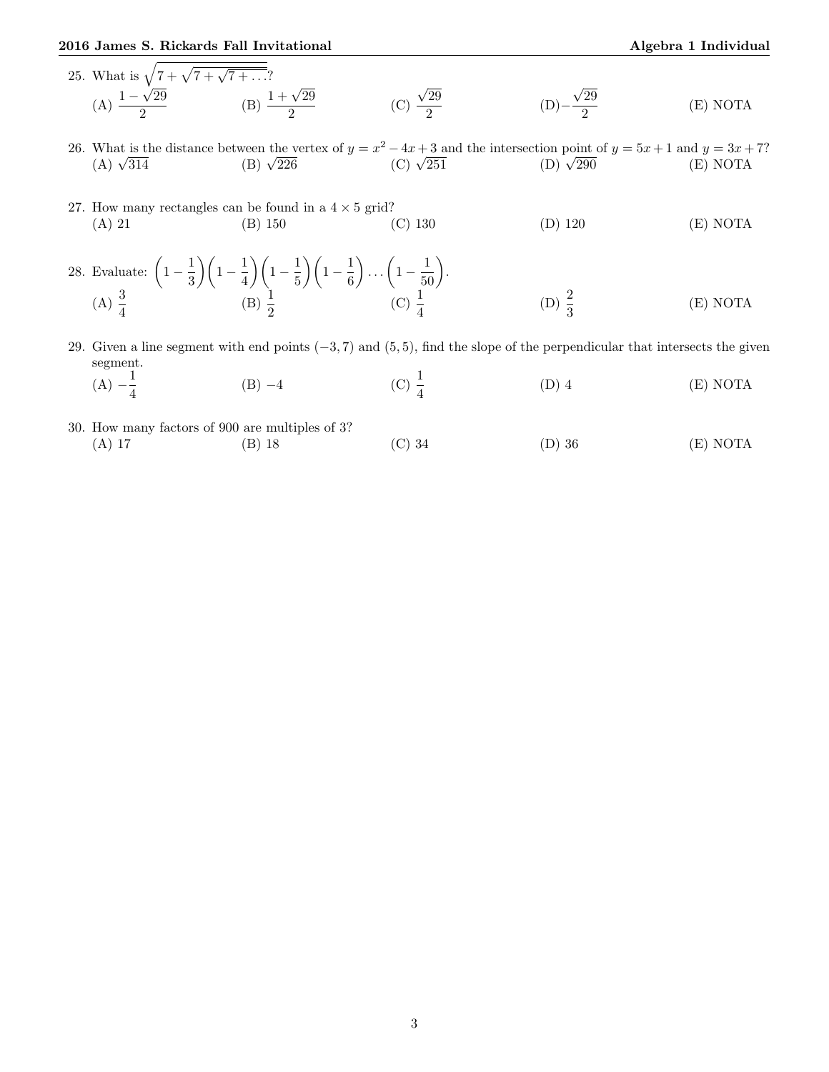25. What is $\sqrt{7+\sqrt{7+\sqrt{7+\ldots}}}$?
(A) $\frac{1-\sqrt{29}}{2}$ (B) $\frac{1+\sqrt{29}}{2}$ (C) $\frac{\sqrt{29}}{2}$ (D) $-\frac{\sqrt{29}}{2}$ (E) NOTA

26. What is the distance between the vertex of $y = x^2 - 4x + 3$ and the intersection point of $y = 5x + 1$ and $y = 3x + 7$?
(A) $\sqrt{314}$ (B) $\sqrt{226}$ (C) $\sqrt{251}$ (D) $\sqrt{290}$ (E) NOTA

27. How many rectangles can be found in a $4 \times 5$ grid?
(A) 21 (B) 150 (C) 130 (D) 120 (E) NOTA

28. Evaluate: $\left(1-\frac{1}{3}\right)\left(1-\frac{1}{4}\right)\left(1-\frac{1}{5}\right)\left(1-\frac{1}{6}\right)\ldots\left(1-\frac{1}{50}\right)$.
(A) $\frac{3}{4}$ (B) $\frac{1}{2}$ (C) $\frac{1}{4}$ (D) $\frac{2}{3}$ (E) NOTA

29. Given a line segment with end points $(-3, 7)$ and $(5, 5)$, find the slope of the perpendicular that intersects the given segment.
(A) $-\frac{1}{4}$ (B) $-4$ (C) $\frac{1}{4}$ (D) 4 (E) NOTA

30. How many factors of 900 are multiples of 3?
(A) 17 (B) 18 (C) 34 (D) 36 (E) NOTA